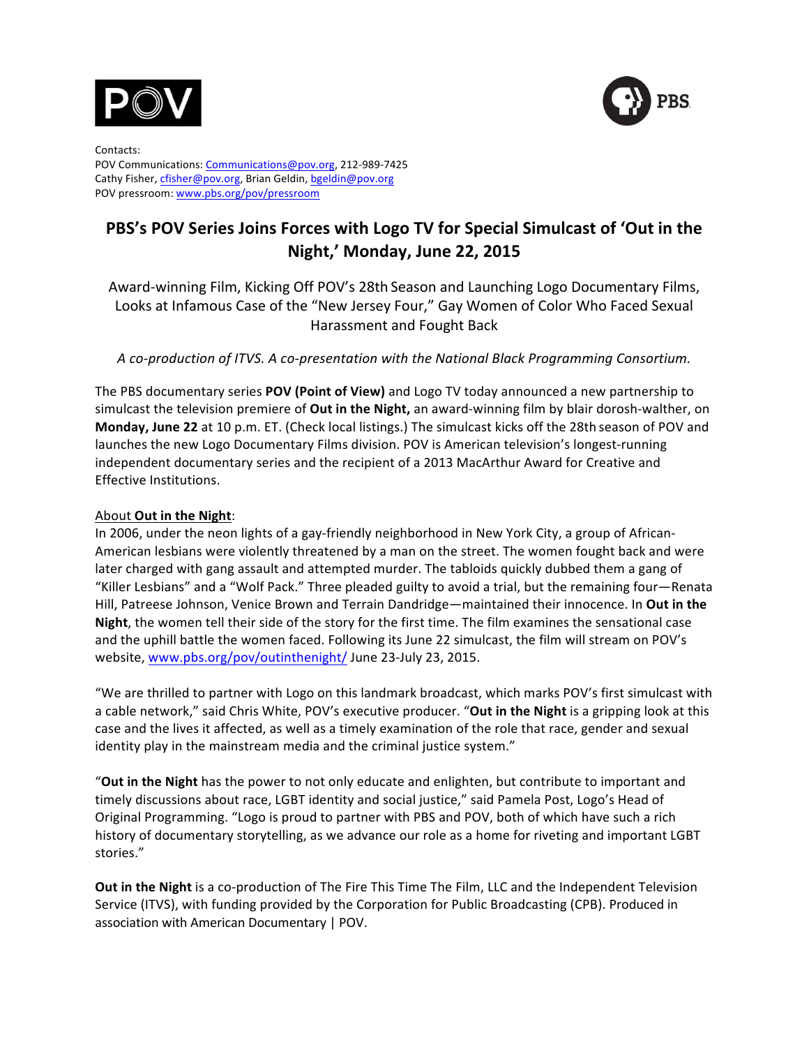Contacts:
POV Communications: Communications@pov.org, 212-989-7425
Cathy Fisher, cfisher@pov.org, Brian Geldin, bgeldin@pov.org
POV pressroom: www.pbs.org/pov/pressroom

# PBS's POV Series Joins Forces with Logo TV for Special Simulcast of 'Out in the Night,' Monday, June 22, 2015

Award-winning Film, Kicking Off POV's 28th Season and Launching Logo Documentary Films, Looks at Infamous Case of the "New Jersey Four," Gay Women of Color Who Faced Sexual Harassment and Fought Back

*A co-production of ITVS. A co-presentation with the National Black Programming Consortium.*

The PBS documentary series **POV (Point of View)** and Logo TV today announced a new partnership to simulcast the television premiere of **Out in the Night,** an award-winning film by blair dorosh-walther, on **Monday, June 22** at 10 p.m. ET. (Check local listings.) The simulcast kicks off the 28th season of POV and launches the new Logo Documentary Films division. POV is American television's longest-running independent documentary series and the recipient of a 2013 MacArthur Award for Creative and Effective Institutions.

About **Out in the Night**:
In 2006, under the neon lights of a gay-friendly neighborhood in New York City, a group of African-American lesbians were violently threatened by a man on the street. The women fought back and were later charged with gang assault and attempted murder. The tabloids quickly dubbed them a gang of "Killer Lesbians" and a "Wolf Pack." Three pleaded guilty to avoid a trial, but the remaining four—Renata Hill, Patreese Johnson, Venice Brown and Terrain Dandridge—maintained their innocence. In **Out in the Night**, the women tell their side of the story for the first time. The film examines the sensational case and the uphill battle the women faced. Following its June 22 simulcast, the film will stream on POV's website, www.pbs.org/pov/outinthenight/ June 23-July 23, 2015.

"We are thrilled to partner with Logo on this landmark broadcast, which marks POV's first simulcast with a cable network," said Chris White, POV's executive producer. "**Out in the Night** is a gripping look at this case and the lives it affected, as well as a timely examination of the role that race, gender and sexual identity play in the mainstream media and the criminal justice system."

"**Out in the Night** has the power to not only educate and enlighten, but contribute to important and timely discussions about race, LGBT identity and social justice," said Pamela Post, Logo's Head of Original Programming. "Logo is proud to partner with PBS and POV, both of which have such a rich history of documentary storytelling, as we advance our role as a home for riveting and important LGBT stories."

**Out in the Night** is a co-production of The Fire This Time The Film, LLC and the Independent Television Service (ITVS), with funding provided by the Corporation for Public Broadcasting (CPB). Produced in association with American Documentary | POV.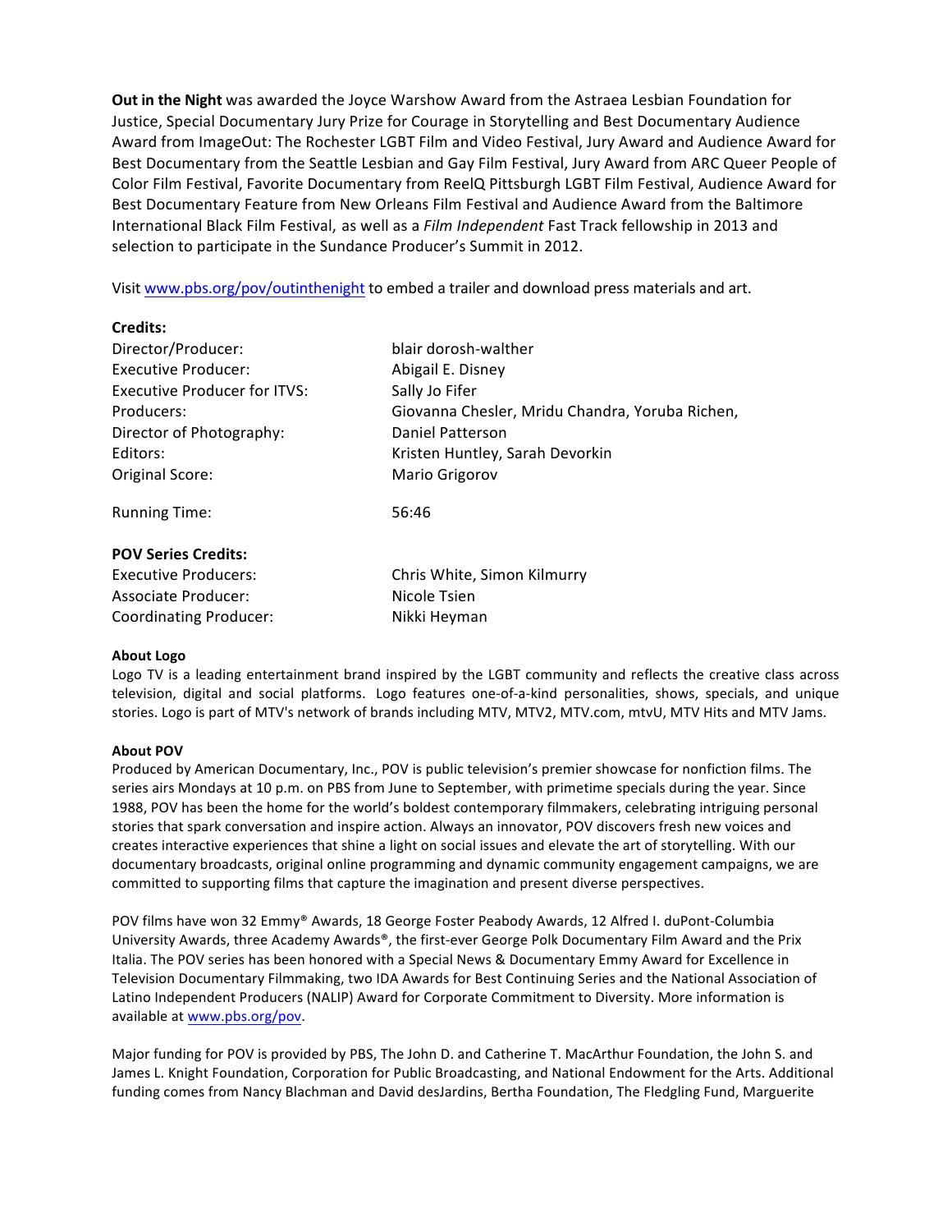**Out in the Night** was awarded the Joyce Warshow Award from the Astraea Lesbian Foundation for Justice, Special Documentary Jury Prize for Courage in Storytelling and Best Documentary Audience Award from ImageOut: The Rochester LGBT Film and Video Festival, Jury Award and Audience Award for Best Documentary from the Seattle Lesbian and Gay Film Festival, Jury Award from ARC Queer People of Color Film Festival, Favorite Documentary from ReelQ Pittsburgh LGBT Film Festival, Audience Award for Best Documentary Feature from New Orleans Film Festival and Audience Award from the Baltimore International Black Film Festival, as well as a *Film Independent* Fast Track fellowship in 2013 and selection to participate in the Sundance Producer's Summit in 2012.

Visit www.pbs.org/pov/outinthenight to embed a trailer and download press materials and art.

**Credits:**

| | |
|---|---|
| Director/Producer: | blair dorosh-walther |
| Executive Producer: | Abigail E. Disney |
| Executive Producer for ITVS: | Sally Jo Fifer |
| Producers: | Giovanna Chesler, Mridu Chandra, Yoruba Richen, |
| Director of Photography: | Daniel Patterson |
| Editors: | Kristen Huntley, Sarah Devorkin |
| Original Score: | Mario Grigorov |
| Running Time: | 56:46 |

**POV Series Credits:**

| | |
|---|---|
| Executive Producers: | Chris White, Simon Kilmurry |
| Associate Producer: | Nicole Tsien |
| Coordinating Producer: | Nikki Heyman |

**About Logo**

Logo TV is a leading entertainment brand inspired by the LGBT community and reflects the creative class across television, digital and social platforms. Logo features one-of-a-kind personalities, shows, specials, and unique stories. Logo is part of MTV's network of brands including MTV, MTV2, MTV.com, mtvU, MTV Hits and MTV Jams.

**About POV**

Produced by American Documentary, Inc., POV is public television's premier showcase for nonfiction films. The series airs Mondays at 10 p.m. on PBS from June to September, with primetime specials during the year. Since 1988, POV has been the home for the world's boldest contemporary filmmakers, celebrating intriguing personal stories that spark conversation and inspire action. Always an innovator, POV discovers fresh new voices and creates interactive experiences that shine a light on social issues and elevate the art of storytelling. With our documentary broadcasts, original online programming and dynamic community engagement campaigns, we are committed to supporting films that capture the imagination and present diverse perspectives.

POV films have won 32 Emmy® Awards, 18 George Foster Peabody Awards, 12 Alfred I. duPont-Columbia University Awards, three Academy Awards®, the first-ever George Polk Documentary Film Award and the Prix Italia. The POV series has been honored with a Special News & Documentary Emmy Award for Excellence in Television Documentary Filmmaking, two IDA Awards for Best Continuing Series and the National Association of Latino Independent Producers (NALIP) Award for Corporate Commitment to Diversity. More information is available at www.pbs.org/pov.

Major funding for POV is provided by PBS, The John D. and Catherine T. MacArthur Foundation, the John S. and James L. Knight Foundation, Corporation for Public Broadcasting, and National Endowment for the Arts. Additional funding comes from Nancy Blachman and David desJardins, Bertha Foundation, The Fledgling Fund, Marguerite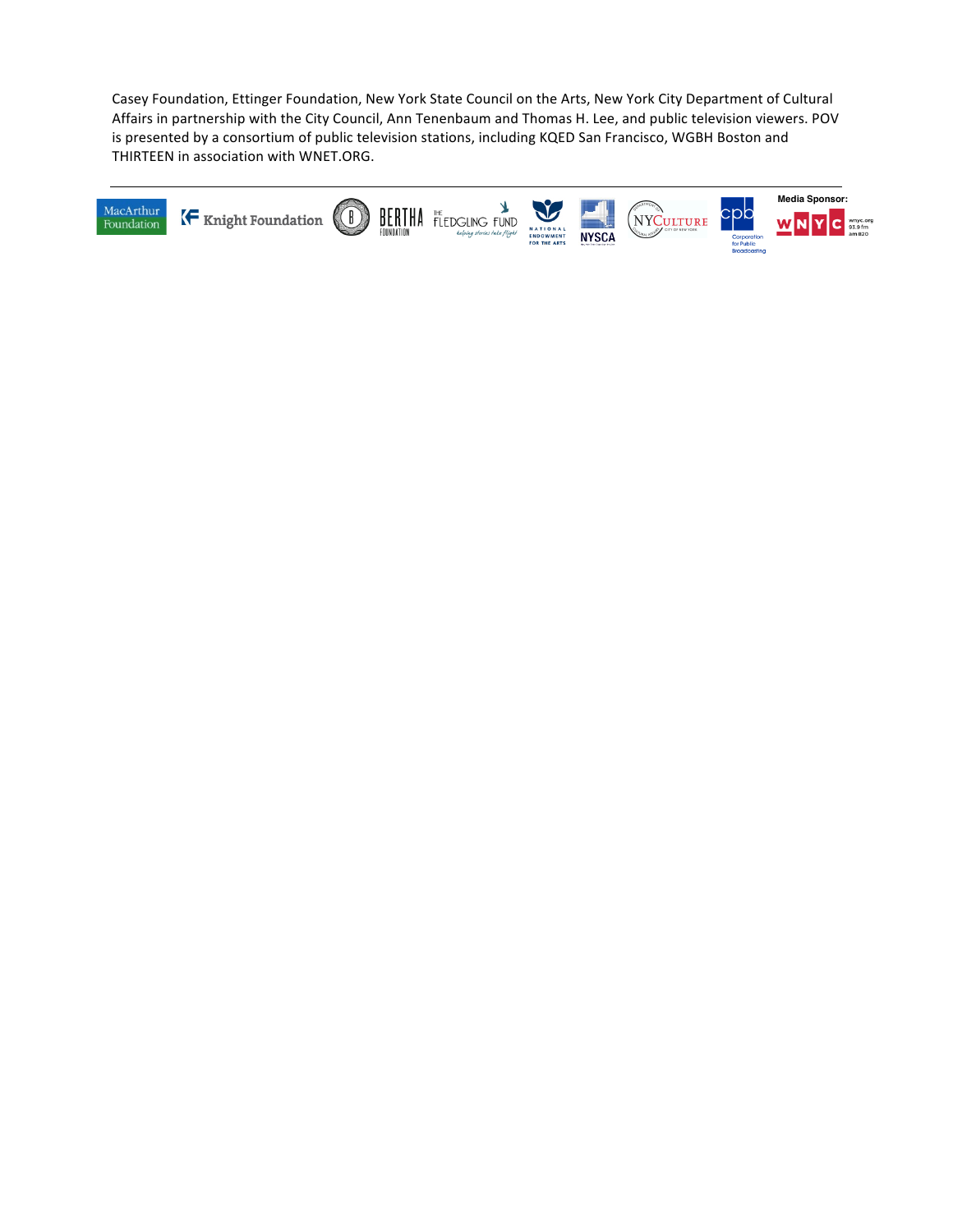Casey Foundation, Ettinger Foundation, New York State Council on the Arts, New York City Department of Cultural Affairs in partnership with the City Council, Ann Tenenbaum and Thomas H. Lee, and public television viewers. POV is presented by a consortium of public television stations, including KQED San Francisco, WGBH Boston and THIRTEEN in association with WNET.ORG.

---

MacArthur Foundation

Knight Foundation

BERTHA FOUNDATION

THE FLEDGLING FUND helping stories take flight

NATIONAL ENDOWMENT FOR THE ARTS

NYSCA

NYCULTURE

cpb Corporation for Public Broadcasting

Media Sponsor:

WNYC wnyc.org 93.9 fm am 820